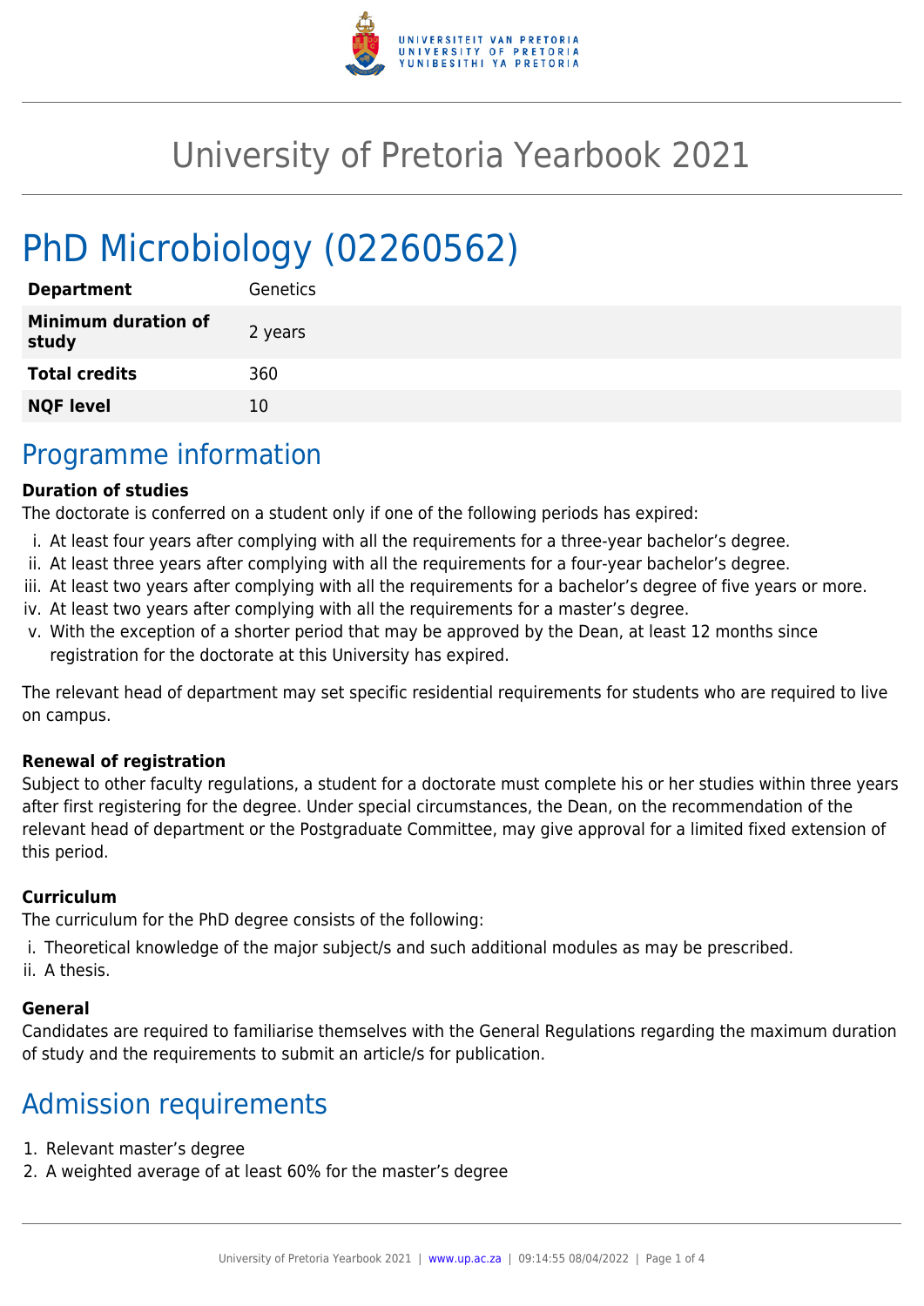# University of Pretoria Yearbook 2021

## PhD Microbiology (02260562)

| | |
|---|---|
| **Department** | Genetics |
| **Minimum duration of study** | 2 years |
| **Total credits** | 360 |
| **NQF level** | 10 |

## Programme information

**Duration of studies**

The doctorate is conferred on a student only if one of the following periods has expired:

i. At least four years after complying with all the requirements for a three-year bachelor's degree.
ii. At least three years after complying with all the requirements for a four-year bachelor's degree.
iii. At least two years after complying with all the requirements for a bachelor's degree of five years or more.
iv. At least two years after complying with all the requirements for a master's degree.
v. With the exception of a shorter period that may be approved by the Dean, at least 12 months since registration for the doctorate at this University has expired.

The relevant head of department may set specific residential requirements for students who are required to live on campus.

**Renewal of registration**

Subject to other faculty regulations, a student for a doctorate must complete his or her studies within three years after first registering for the degree. Under special circumstances, the Dean, on the recommendation of the relevant head of department or the Postgraduate Committee, may give approval for a limited fixed extension of this period.

**Curriculum**

The curriculum for the PhD degree consists of the following:

i. Theoretical knowledge of the major subject/s and such additional modules as may be prescribed.
ii. A thesis.

**General**

Candidates are required to familiarise themselves with the General Regulations regarding the maximum duration of study and the requirements to submit an article/s for publication.

## Admission requirements

1. Relevant master's degree
2. A weighted average of at least 60% for the master's degree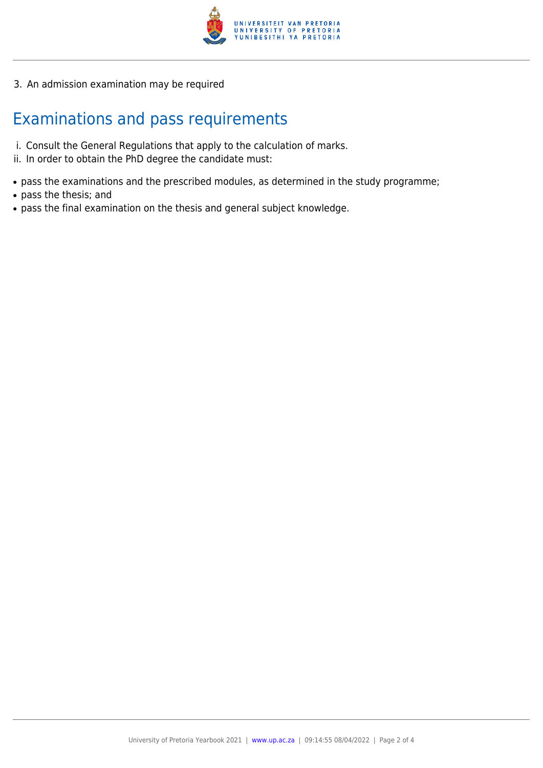3. An admission examination may be required

## Examinations and pass requirements

i. Consult the General Regulations that apply to the calculation of marks.
ii. In order to obtain the PhD degree the candidate must:

- pass the examinations and the prescribed modules, as determined in the study programme;
- pass the thesis; and
- pass the final examination on the thesis and general subject knowledge.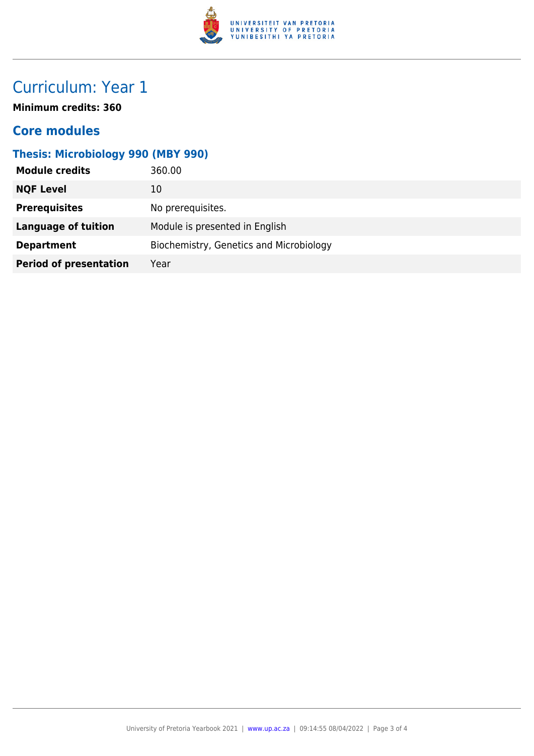# Curriculum: Year 1

**Minimum credits: 360**

## Core modules

### Thesis: Microbiology 990 (MBY 990)

| | |
|---|---|
| **Module credits** | 360.00 |
| **NQF Level** | 10 |
| **Prerequisites** | No prerequisites. |
| **Language of tuition** | Module is presented in English |
| **Department** | Biochemistry, Genetics and Microbiology |
| **Period of presentation** | Year |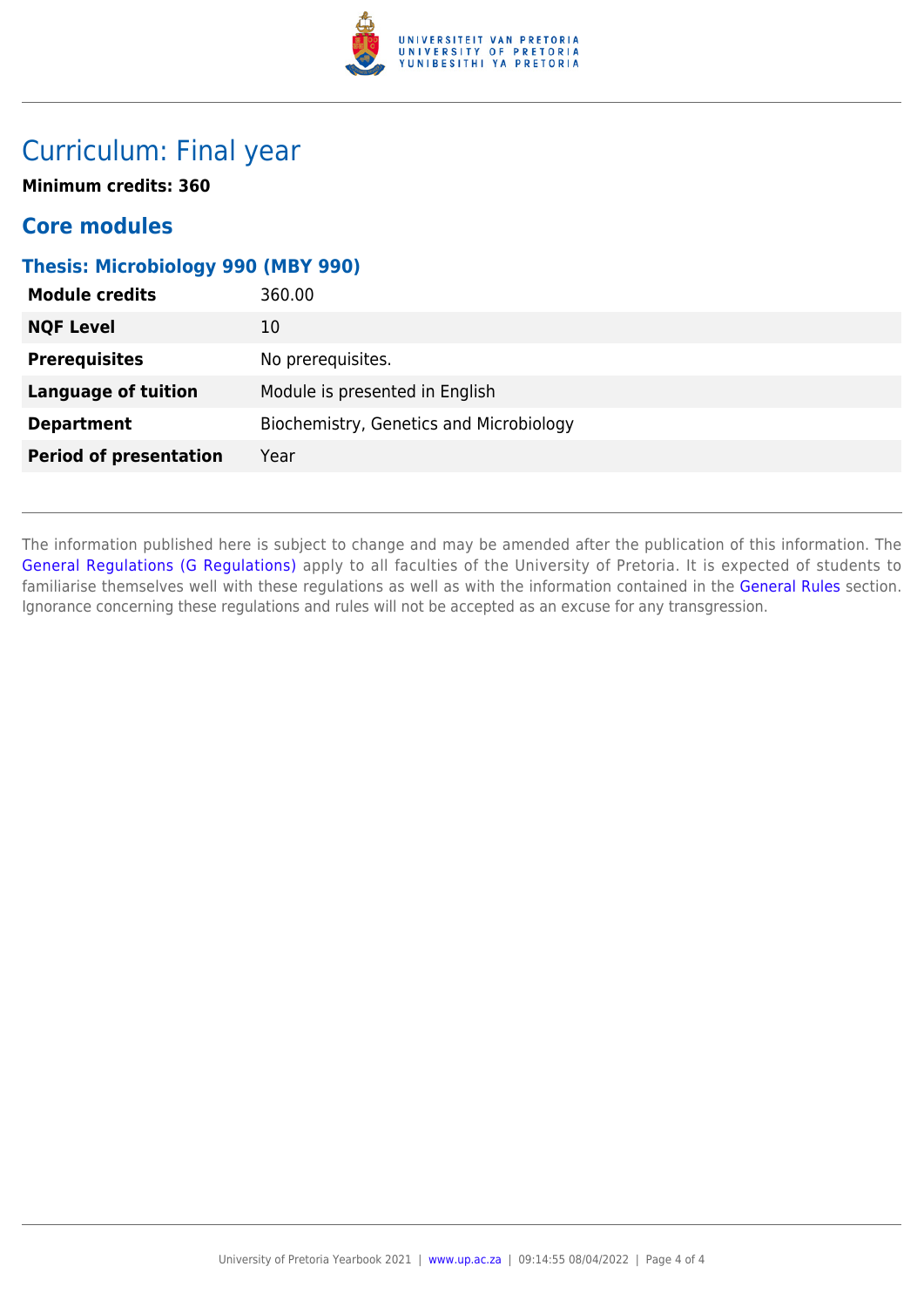# Curriculum: Final year

**Minimum credits: 360**

## Core modules

### Thesis: Microbiology 990 (MBY 990)

| | |
|---|---|
| **Module credits** | 360.00 |
| **NQF Level** | 10 |
| **Prerequisites** | No prerequisites. |
| **Language of tuition** | Module is presented in English |
| **Department** | Biochemistry, Genetics and Microbiology |
| **Period of presentation** | Year |

The information published here is subject to change and may be amended after the publication of this information. The General Regulations (G Regulations) apply to all faculties of the University of Pretoria. It is expected of students to familiarise themselves well with these regulations as well as with the information contained in the General Rules section. Ignorance concerning these regulations and rules will not be accepted as an excuse for any transgression.